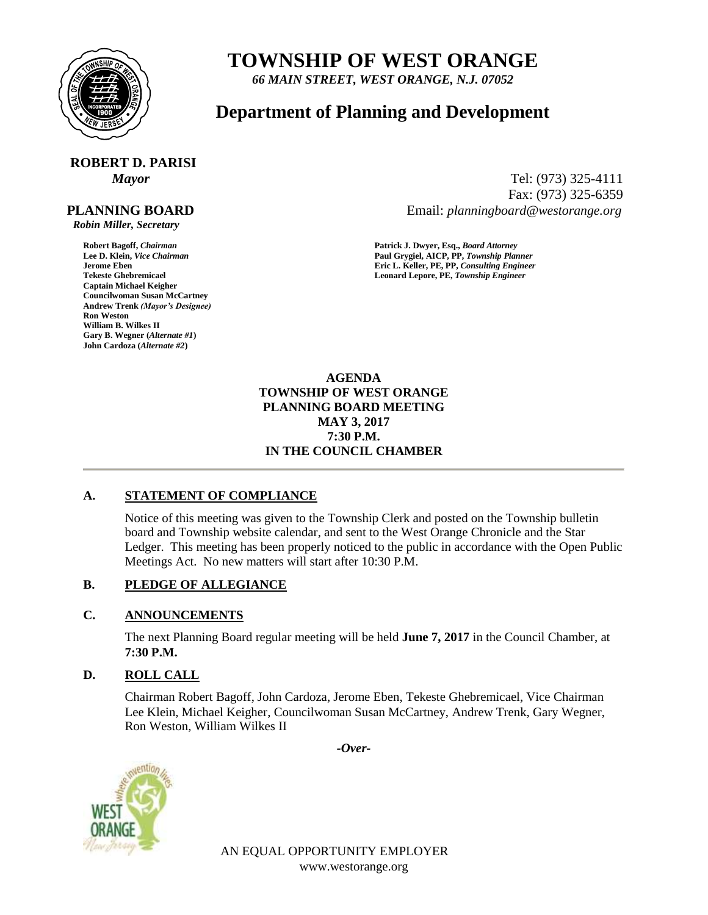# TOWNSHIP OF WEST ORANGE

*66 MAIN STREET, WEST ORANGE, N.J. 07052*

## Department of Planning and Development

**ROBERT D. PARISI**
*Mayor*

Tel: (973) 325-4111
Fax: (973) 325-6359
Email: *planningboard@westorange.org*

**PLANNING BOARD**
*Robin Miller, Secretary*

**Robert Bagoff,** *Chairman*
**Lee D. Klein,** *Vice Chairman*
**Jerome Eben**
**Tekeste Ghebremicael**
**Captain Michael Keigher**
**Councilwoman Susan McCartney**
**Andrew Trenk** *(Mayor's Designee)*
**Ron Weston**
**William B. Wilkes II**
**Gary B. Wegner (***Alternate #1***)**
**John Cardoza (***Alternate #2***)**

**Patrick J. Dwyer, Esq.,** *Board Attorney*
**Paul Grygiel, AICP, PP,** *Township Planner*
**Eric L. Keller, PE, PP,** *Consulting Engineer*
**Leonard Lepore, PE,** *Township Engineer*

**AGENDA**
**TOWNSHIP OF WEST ORANGE**
**PLANNING BOARD MEETING**
**MAY 3, 2017**
**7:30 P.M.**
**IN THE COUNCIL CHAMBER**

---

### A. STATEMENT OF COMPLIANCE

Notice of this meeting was given to the Township Clerk and posted on the Township bulletin board and Township website calendar, and sent to the West Orange Chronicle and the Star Ledger. This meeting has been properly noticed to the public in accordance with the Open Public Meetings Act. No new matters will start after 10:30 P.M.

### B. PLEDGE OF ALLEGIANCE

### C. ANNOUNCEMENTS

The next Planning Board regular meeting will be held **June 7, 2017** in the Council Chamber, at **7:30 P.M.**

### D. ROLL CALL

Chairman Robert Bagoff, John Cardoza, Jerome Eben, Tekeste Ghebremicael, Vice Chairman Lee Klein, Michael Keigher, Councilwoman Susan McCartney, Andrew Trenk, Gary Wegner, Ron Weston, William Wilkes II

*-Over-*

AN EQUAL OPPORTUNITY EMPLOYER
www.westorange.org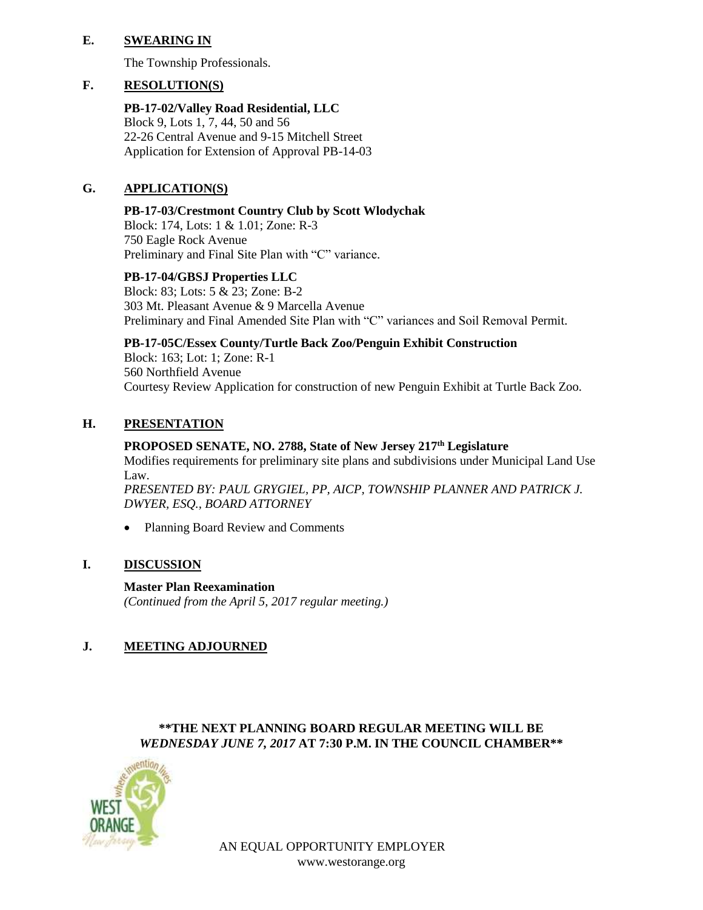## E. SWEARING IN

The Township Professionals.

## F. RESOLUTION(S)

**PB-17-02/Valley Road Residential, LLC**
Block 9, Lots 1, 7, 44, 50 and 56
22-26 Central Avenue and 9-15 Mitchell Street
Application for Extension of Approval PB-14-03

## G. APPLICATION(S)

**PB-17-03/Crestmont Country Club by Scott Wlodychak**
Block: 174, Lots: 1 & 1.01; Zone: R-3
750 Eagle Rock Avenue
Preliminary and Final Site Plan with "C" variance.

**PB-17-04/GBSJ Properties LLC**
Block: 83; Lots: 5 & 23; Zone: B-2
303 Mt. Pleasant Avenue & 9 Marcella Avenue
Preliminary and Final Amended Site Plan with "C" variances and Soil Removal Permit.

**PB-17-05C/Essex County/Turtle Back Zoo/Penguin Exhibit Construction**
Block: 163; Lot: 1; Zone: R-1
560 Northfield Avenue
Courtesy Review Application for construction of new Penguin Exhibit at Turtle Back Zoo.

## H. PRESENTATION

**PROPOSED SENATE, NO. 2788, State of New Jersey 217th Legislature**
Modifies requirements for preliminary site plans and subdivisions under Municipal Land Use Law.
*PRESENTED BY: PAUL GRYGIEL, PP, AICP, TOWNSHIP PLANNER AND PATRICK J. DWYER, ESQ., BOARD ATTORNEY*

- Planning Board Review and Comments

## I. DISCUSSION

**Master Plan Reexamination**
*(Continued from the April 5, 2017 regular meeting.)*

## J. MEETING ADJOURNED

**\*\*THE NEXT PLANNING BOARD REGULAR MEETING WILL BE *WEDNESDAY JUNE 7, 2017* AT 7:30 P.M. IN THE COUNCIL CHAMBER\*\***

AN EQUAL OPPORTUNITY EMPLOYER
www.westorange.org